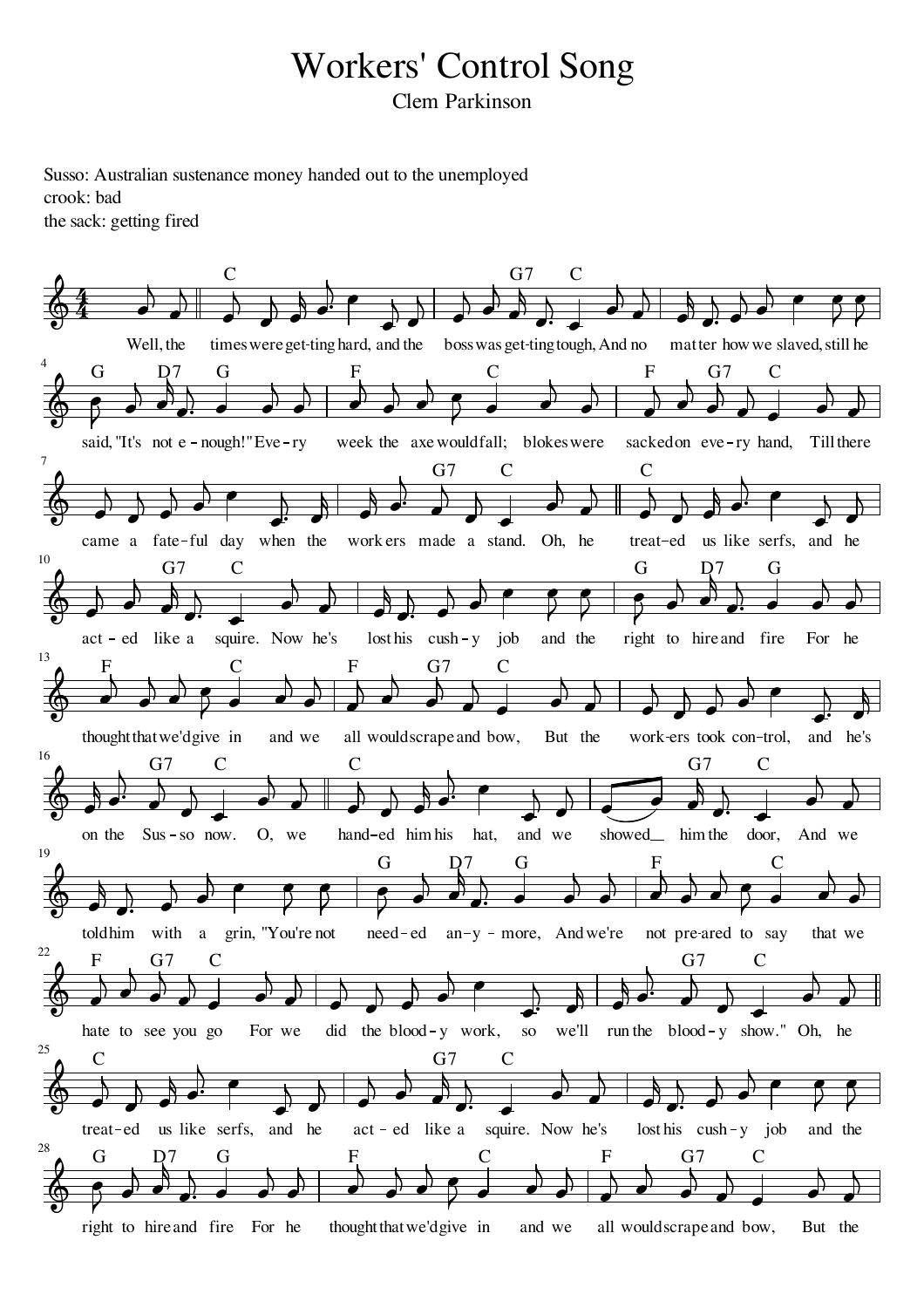# Workers' Control Song

Clem Parkinson

Susso: Australian sustenance money handed out to the unemployed
crook: bad
the sack: getting fired

Well, the times were get-ting hard, and the boss was get-ting tough, And no mat-ter how we slaved, still he said, "It's not e-nough!" Eve-ry week the axe would fall; blokes were sacked on eve-ry hand, Till there came a fate-ful day when the work-ers made a stand. Oh, he treat-ed us like serfs, and he act-ed like a squire. Now he's lost his cush-y job and the right to hire and fire For he thought that we'd give in and we all would scrape and bow, But the work-ers took con-trol, and he's on the Sus-so now. O, we hand-ed him his hat, and we showed him the door, And we told him with a grin, "You're not need-ed an-y-more, And we're not pre-ared to say that we hate to see you go For we did the blood-y work, so we'll run the blood-y show." Oh, he treat-ed us like serfs, and he act-ed like a squire. Now he's lost his cush-y job and the right to hire and fire For he thought that we'd give in and we all would scrape and bow, But the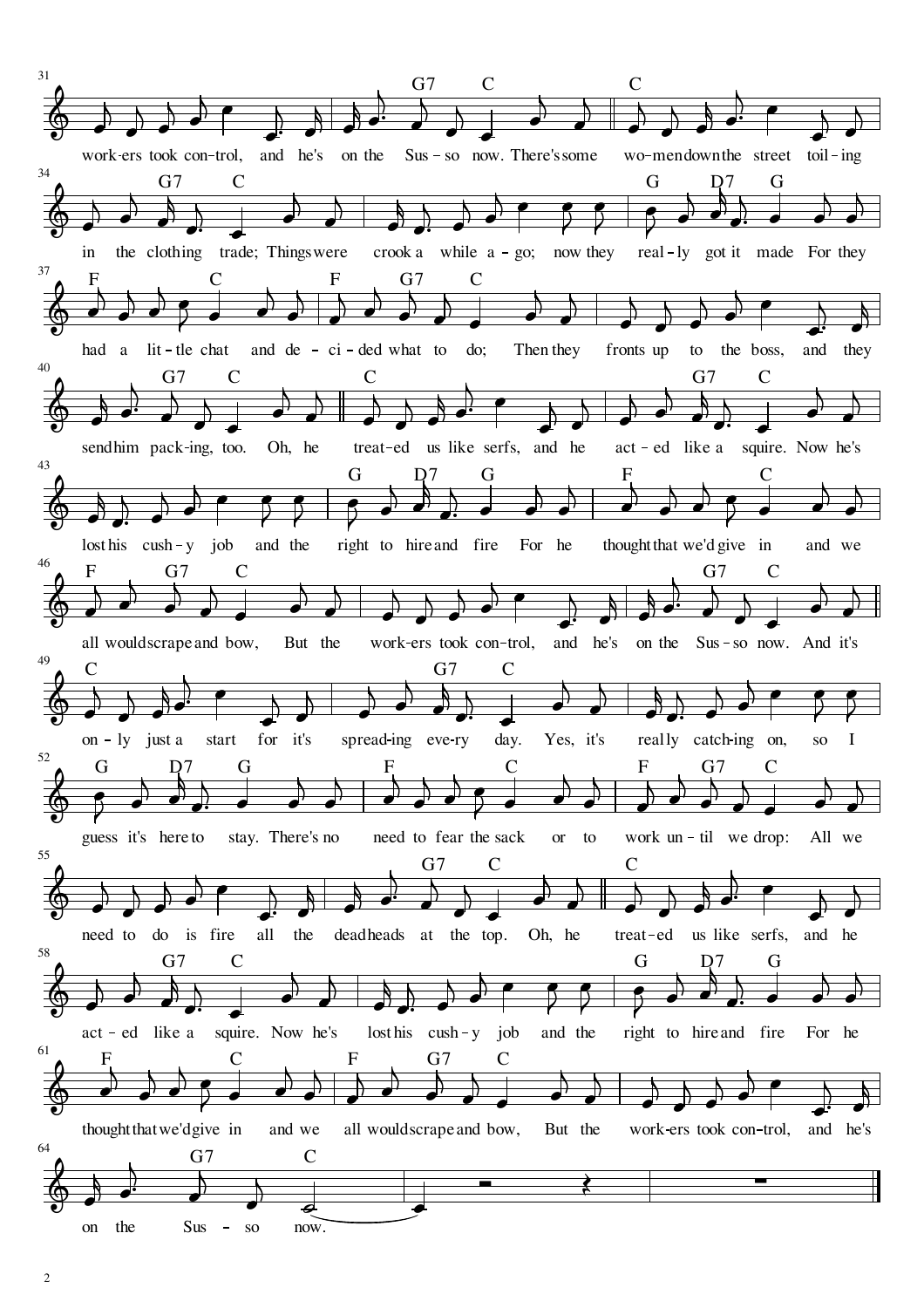work-ers took con-trol, and he's on the Sus-so now. There's some wo-men down the street toil-ing

in the cloth-ing trade; Things were crook a while a-go; now they real-ly got it made For they

had a lit-tle chat and de-ci-ded what to do; Then they fronts up to the boss, and they

send him pack-ing, too. Oh, he treat-ed us like serfs, and he act-ed like a squire. Now he's

lost his cush-y job and the right to hire and fire For he thought that we'd give in and we

all would scrape and bow, But the work-ers took con-trol, and he's on the Sus-so now. And it's

on-ly just a start for it's spread-ing eve-ry day. Yes, it's real-ly catch-ing on, so I

guess it's here to stay. There's no need to fear the sack or to work un-til we drop: All we

need to do is fire all the dead heads at the top. Oh, he treat-ed us like serfs, and he

act-ed like a squire. Now he's lost his cush-y job and the right to hire and fire For he

thought that we'd give in and we all would scrape and bow, But the work-ers took con-trol, and he's

on the Sus-so now.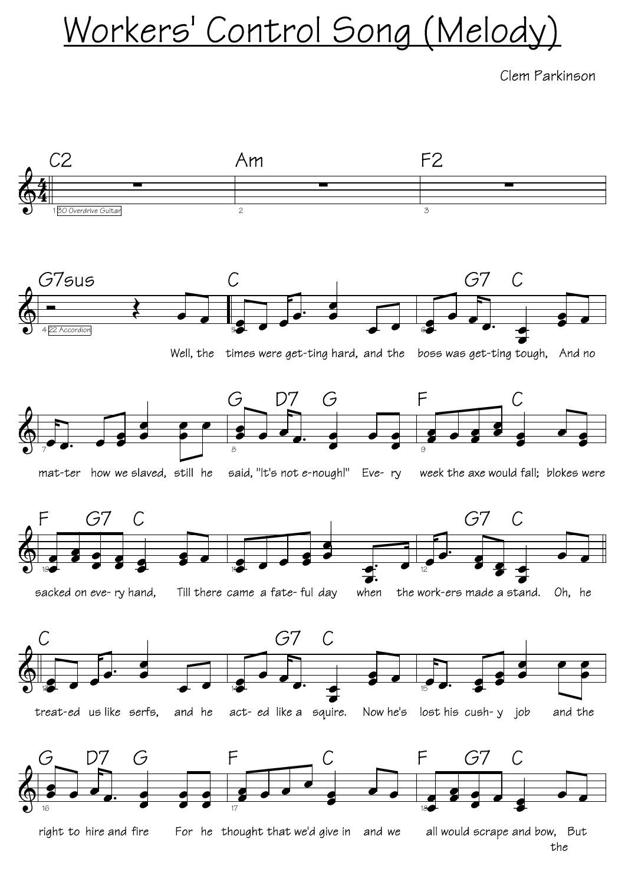# Workers' Control Song (Melody)

Clem Parkinson

C2 | Am | F2 | G7sus

30 Overdrive Guitar

22 Accordion

C | G7 C

Well, the times were get-ting hard, and the boss was get-ting tough, And no

G D7 G | F C

mat-ter how we slaved, still he said, "It's not e-nough!" Eve- ry week the axe would fall; blokes were

F G7 C | G7 C

sacked on eve- ry hand, Till there came a fate- ful day when the work-ers made a stand. Oh, he

C | G7 C

treat-ed us like serfs, and he act- ed like a squire. Now he's lost his cush- y job and the

G D7 G | F C | F G7 C

right to hire and fire For he thought that we'd give in and we all would scrape and bow, But the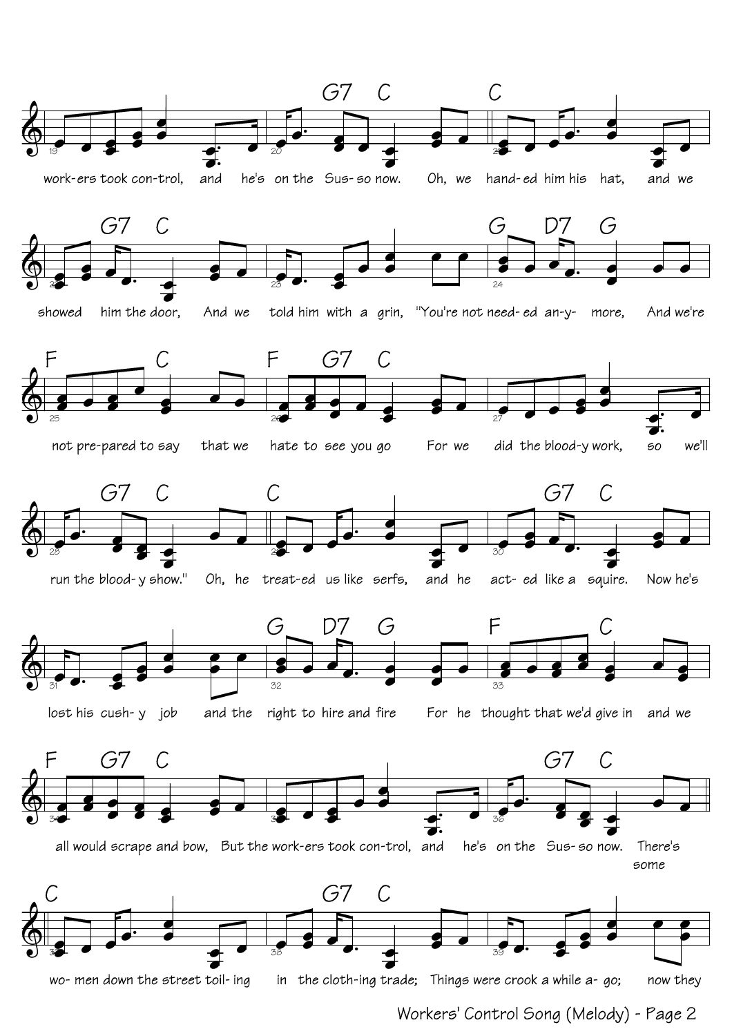work-ers took con-trol, and he's on the Sus- so now. Oh, we hand- ed him his hat, and we

showed him the door, And we told him with a grin, "You're not need- ed an-y- more, And we're

not pre-pared to say that we hate to see you go For we did the blood-y work, so we'll

run the blood- y show." Oh, he treat-ed us like serfs, and he act- ed like a squire. Now he's

lost his cush- y job and the right to hire and fire For he thought that we'd give in and we

all would scrape and bow, But the work-ers took con-trol, and he's on the Sus- so now. There's some

wo- men down the street toil- ing in the cloth-ing trade; Things were crook a while a- go; now they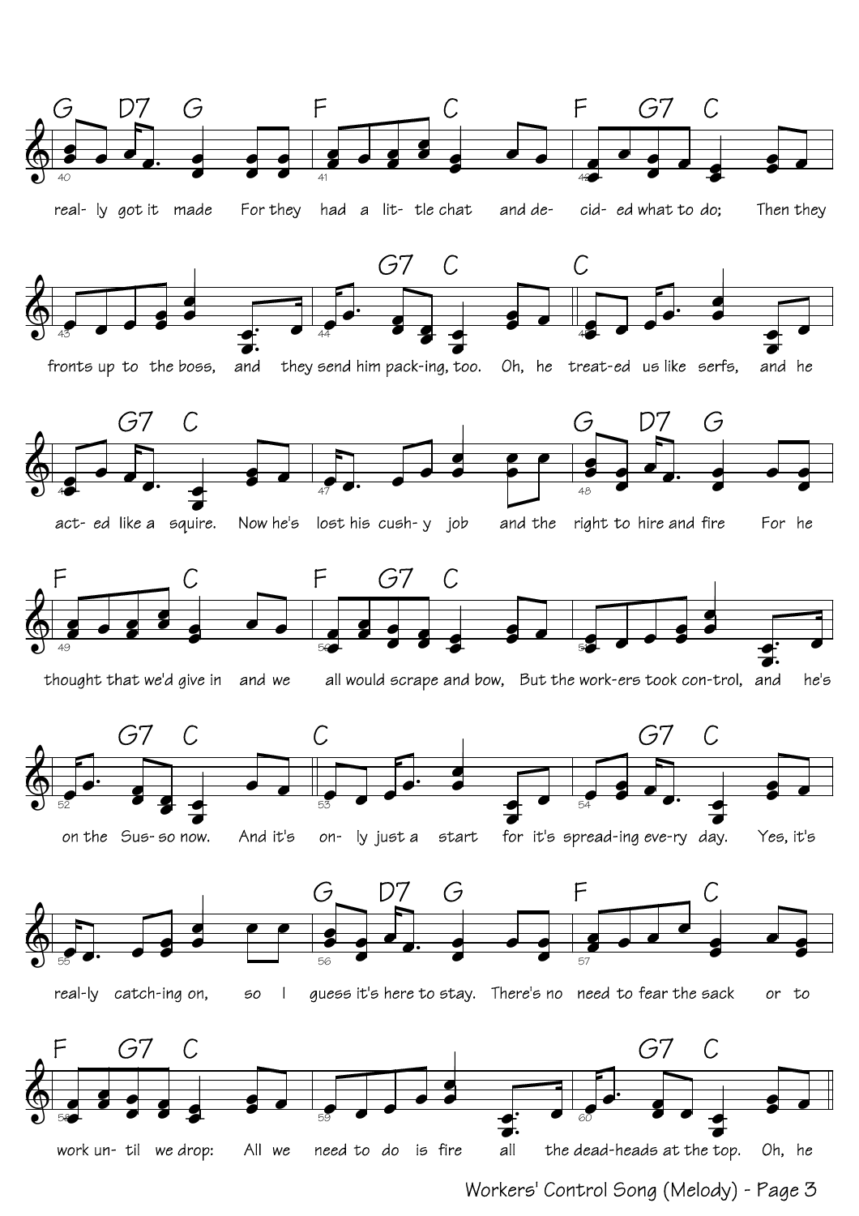real- ly got it made For they had a lit- tle chat and de- cid- ed what to do; Then they

fronts up to the boss, and they send him pack-ing, too. Oh, he treat-ed us like serfs, and he

act- ed like a squire. Now he's lost his cush- y job and the right to hire and fire For he

thought that we'd give in and we all would scrape and bow, But the work-ers took con-trol, and he's

on the Sus- so now. And it's on- ly just a start for it's spread-ing eve-ry day. Yes, it's

real-ly catch-ing on, so I guess it's here to stay. There's no need to fear the sack or to

work un- til we drop: All we need to do is fire all the dead-heads at the top. Oh, he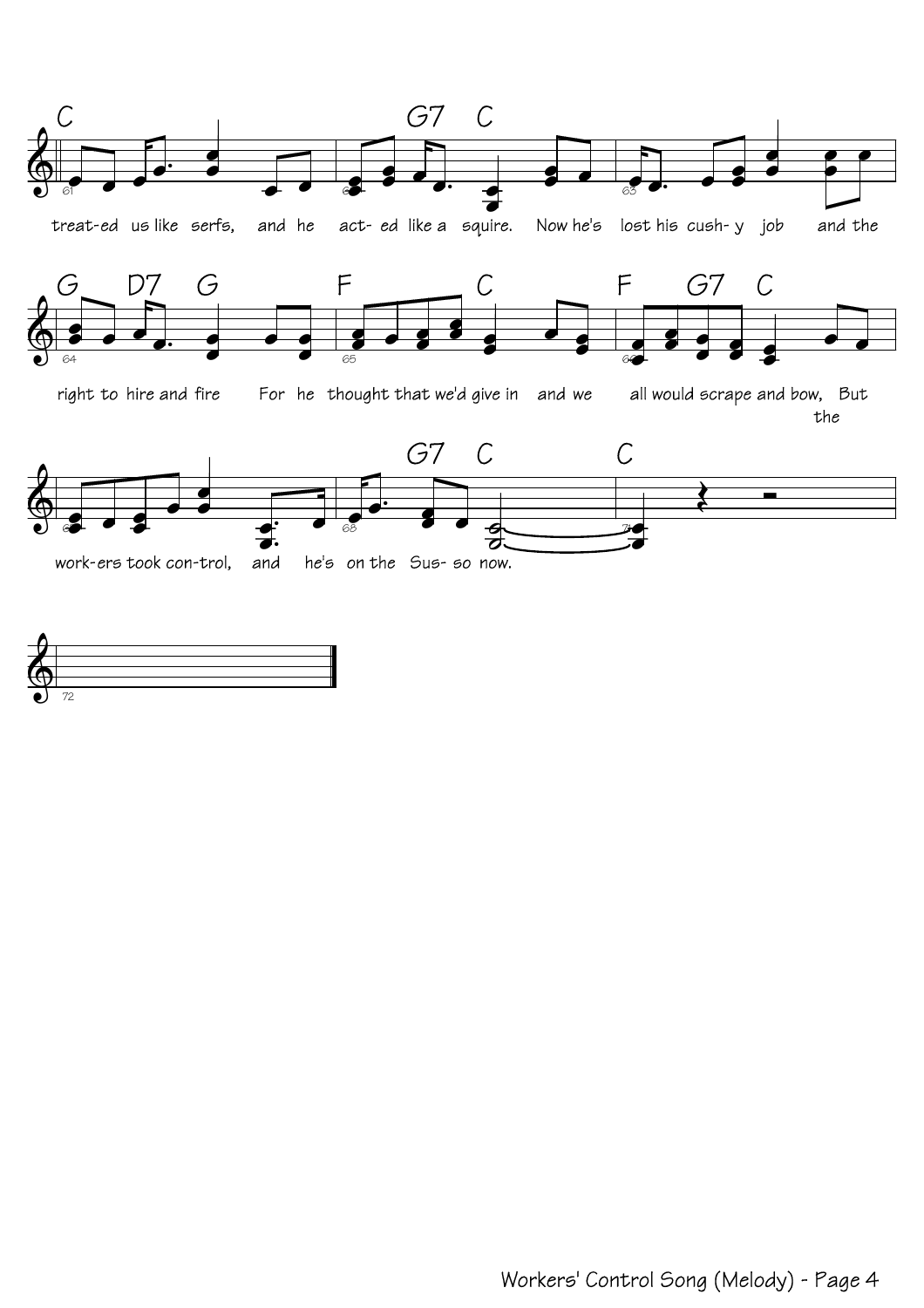treat-ed us like serfs, and he act- ed like a squire. Now he's lost his cush- y job and the

right to hire and fire For he thought that we'd give in and we all would scrape and bow, But the

work-ers took con-trol, and he's on the Sus- so now.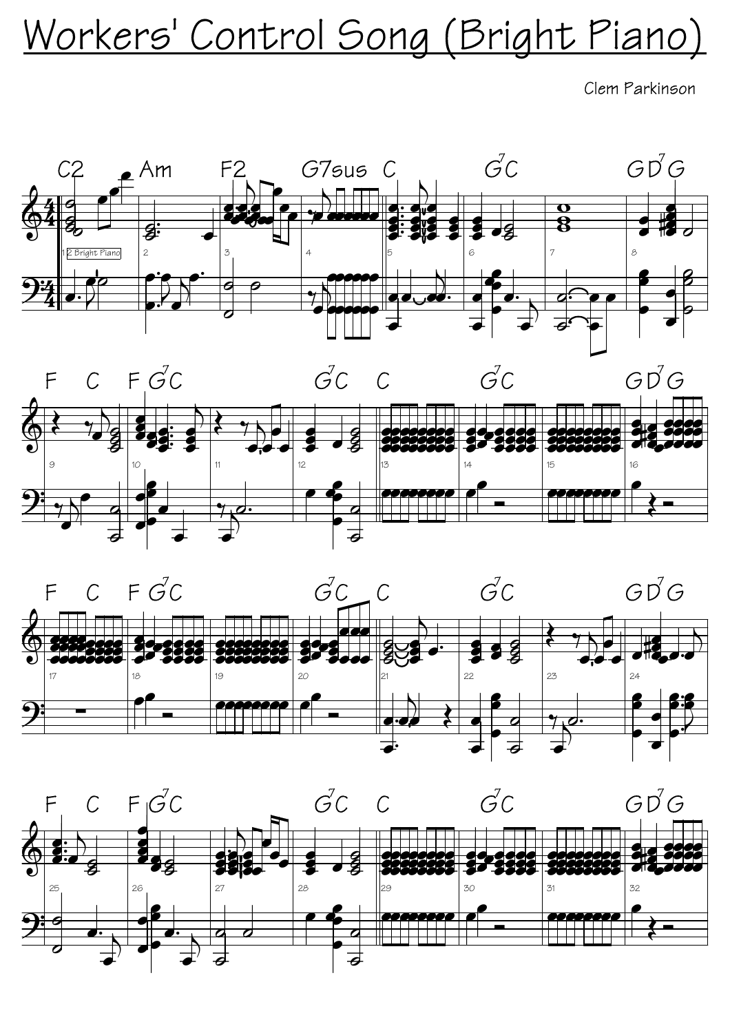# Workers' Control Song (Bright Piano)

Clem Parkinson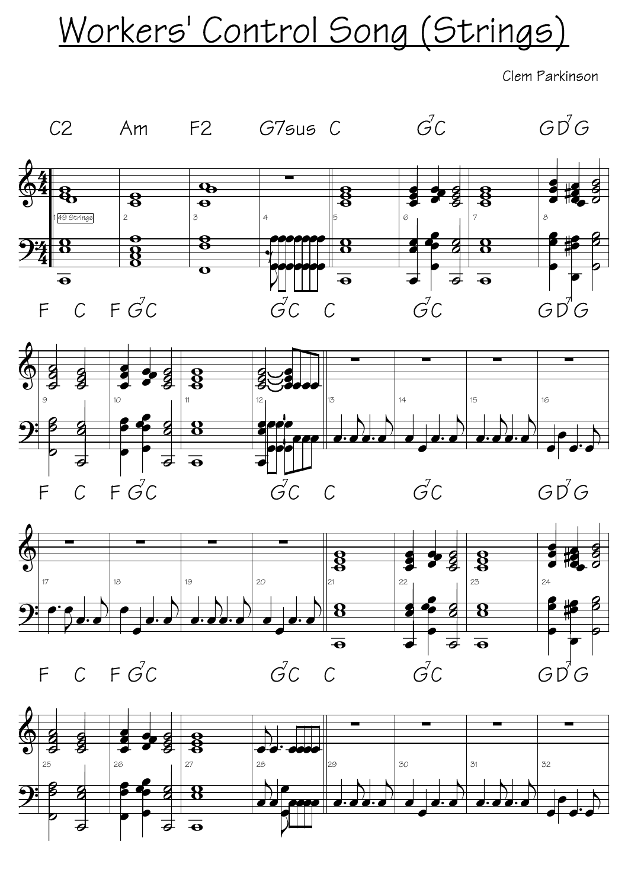# Workers' Control Song (Strings)

Clem Parkinson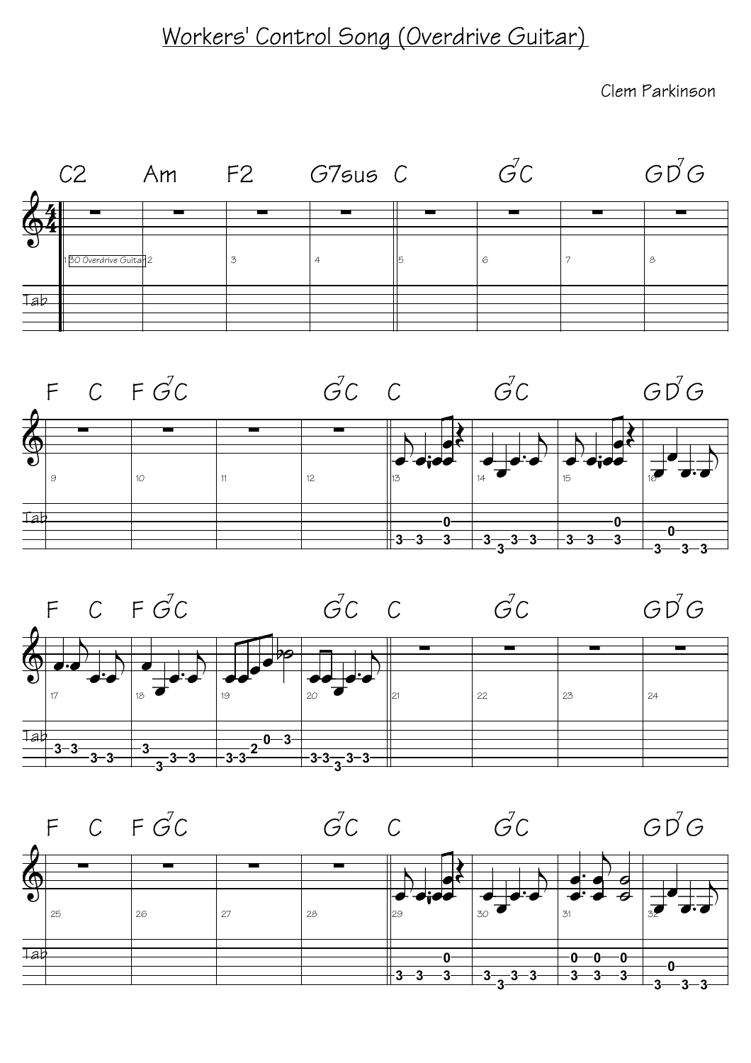# Workers' Control Song (Overdrive Guitar)

Clem Parkinson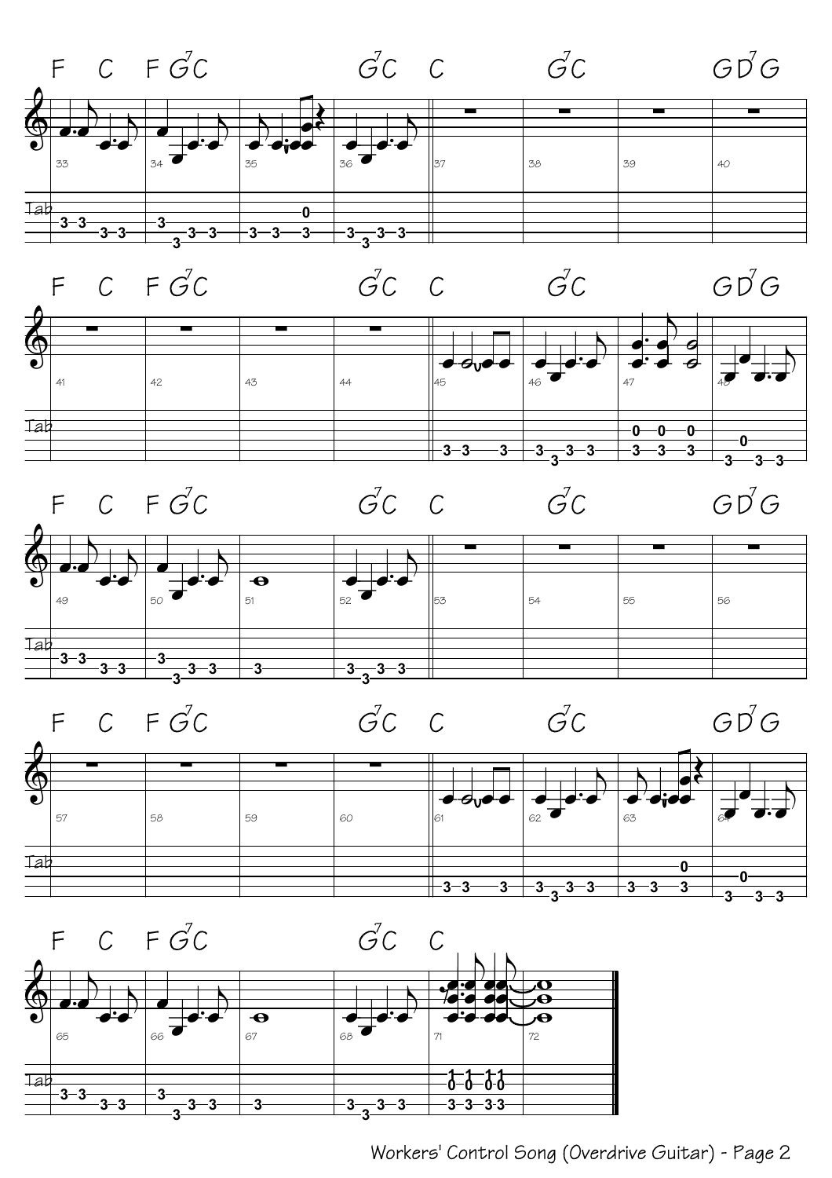Workers' Control Song (Overdrive Guitar) - Page 2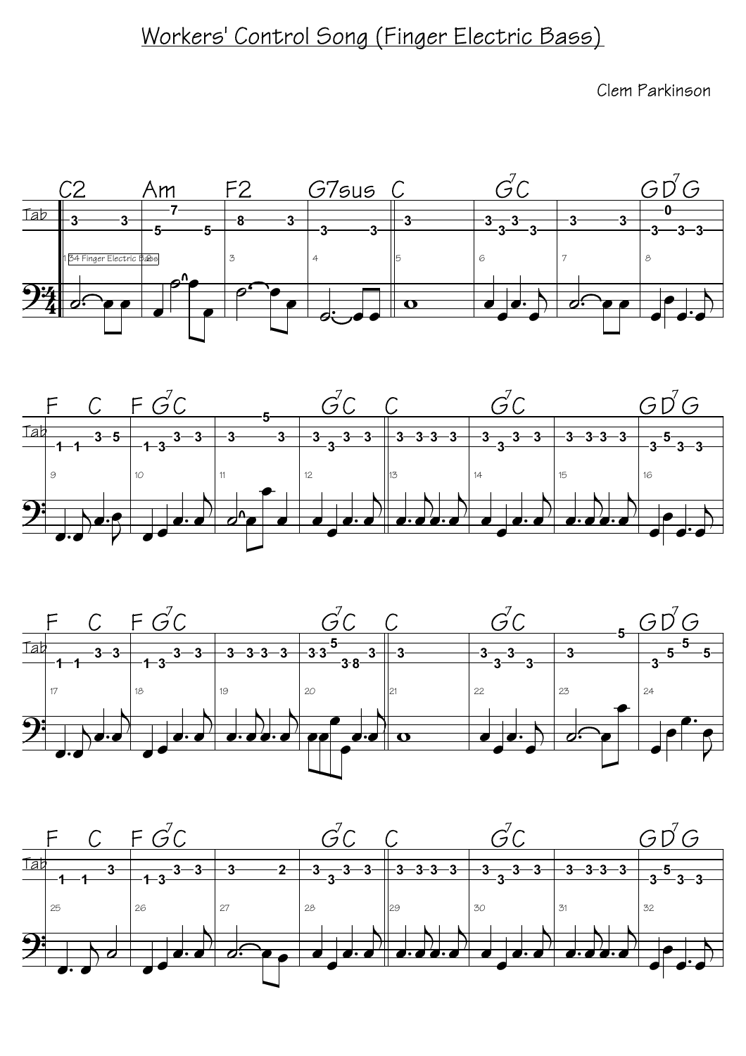# Workers' Control Song (Finger Electric Bass)

Clem Parkinson